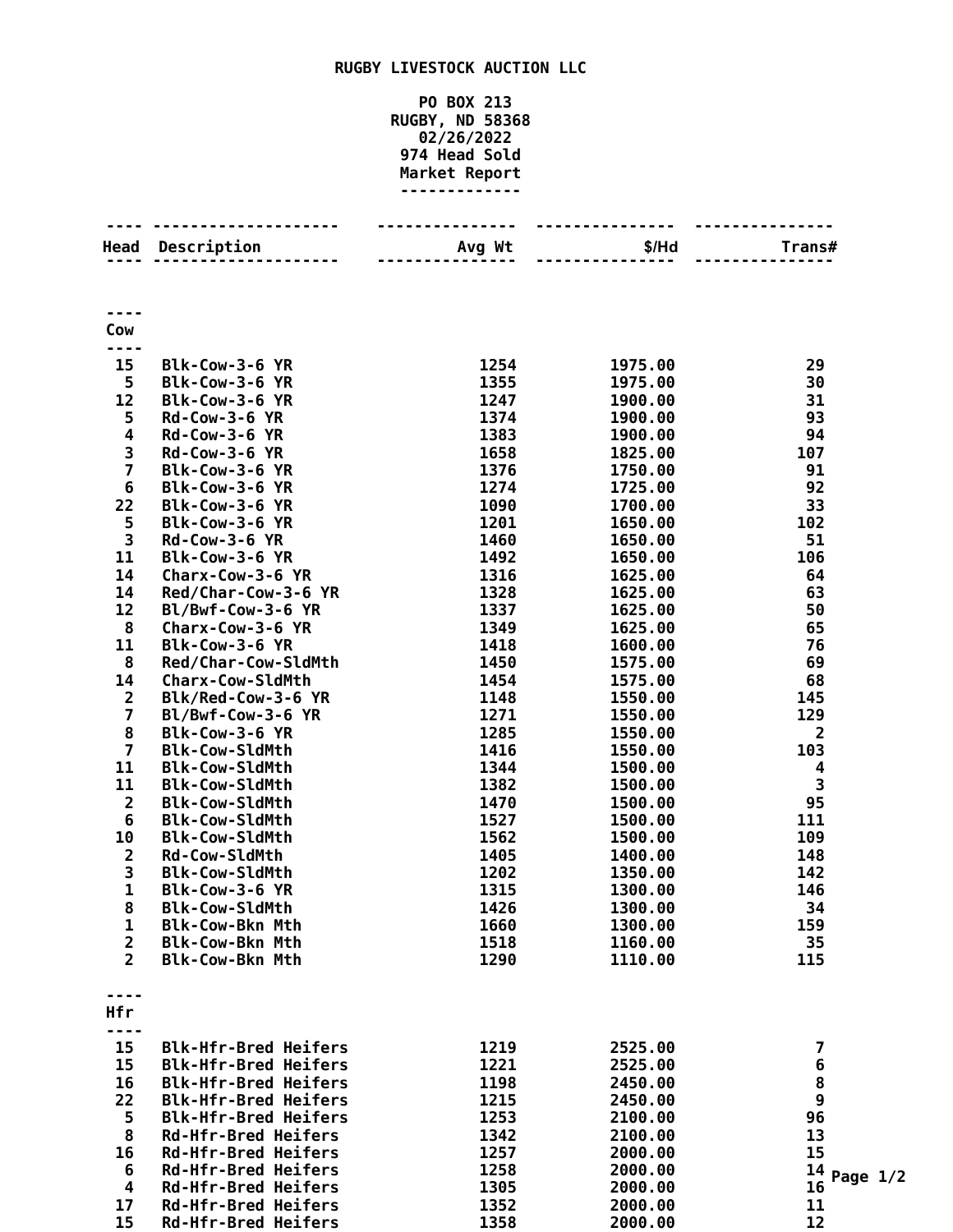**RUGBY LIVESTOCK AUCTION LLC**

**PO BOX 213**
**RUGBY, ND 58368**
**02/26/2022**
**974 Head Sold**
**Market Report**

| Head | Description | Avg Wt | $/Hd | Trans# |
|---|---|---|---|---|
| **Cow** | | | | |
| 15 | Blk-Cow-3-6 YR | 1254 | 1975.00 | 29 |
| 5 | Blk-Cow-3-6 YR | 1355 | 1975.00 | 30 |
| 12 | Blk-Cow-3-6 YR | 1247 | 1900.00 | 31 |
| 5 | Rd-Cow-3-6 YR | 1374 | 1900.00 | 93 |
| 4 | Rd-Cow-3-6 YR | 1383 | 1900.00 | 94 |
| 3 | Rd-Cow-3-6 YR | 1658 | 1825.00 | 107 |
| 7 | Blk-Cow-3-6 YR | 1376 | 1750.00 | 91 |
| 6 | Blk-Cow-3-6 YR | 1274 | 1725.00 | 92 |
| 22 | Blk-Cow-3-6 YR | 1090 | 1700.00 | 33 |
| 5 | Blk-Cow-3-6 YR | 1201 | 1650.00 | 102 |
| 3 | Rd-Cow-3-6 YR | 1460 | 1650.00 | 51 |
| 11 | Blk-Cow-3-6 YR | 1492 | 1650.00 | 106 |
| 14 | Charx-Cow-3-6 YR | 1316 | 1625.00 | 64 |
| 14 | Red/Char-Cow-3-6 YR | 1328 | 1625.00 | 63 |
| 12 | Bl/Bwf-Cow-3-6 YR | 1337 | 1625.00 | 50 |
| 8 | Charx-Cow-3-6 YR | 1349 | 1625.00 | 65 |
| 11 | Blk-Cow-3-6 YR | 1418 | 1600.00 | 76 |
| 8 | Red/Char-Cow-SldMth | 1450 | 1575.00 | 69 |
| 14 | Charx-Cow-SldMth | 1454 | 1575.00 | 68 |
| 2 | Blk/Red-Cow-3-6 YR | 1148 | 1550.00 | 145 |
| 7 | Bl/Bwf-Cow-3-6 YR | 1271 | 1550.00 | 129 |
| 8 | Blk-Cow-3-6 YR | 1285 | 1550.00 | 2 |
| 7 | Blk-Cow-SldMth | 1416 | 1550.00 | 103 |
| 11 | Blk-Cow-SldMth | 1344 | 1500.00 | 4 |
| 11 | Blk-Cow-SldMth | 1382 | 1500.00 | 3 |
| 2 | Blk-Cow-SldMth | 1470 | 1500.00 | 95 |
| 6 | Blk-Cow-SldMth | 1527 | 1500.00 | 111 |
| 10 | Blk-Cow-SldMth | 1562 | 1500.00 | 109 |
| 2 | Rd-Cow-SldMth | 1405 | 1400.00 | 148 |
| 3 | Blk-Cow-SldMth | 1202 | 1350.00 | 142 |
| 1 | Blk-Cow-3-6 YR | 1315 | 1300.00 | 146 |
| 8 | Blk-Cow-SldMth | 1426 | 1300.00 | 34 |
| 1 | Blk-Cow-Bkn Mth | 1660 | 1300.00 | 159 |
| 2 | Blk-Cow-Bkn Mth | 1518 | 1160.00 | 35 |
| 2 | Blk-Cow-Bkn Mth | 1290 | 1110.00 | 115 |
| **Hfr** | | | | |
| 15 | Blk-Hfr-Bred Heifers | 1219 | 2525.00 | 7 |
| 15 | Blk-Hfr-Bred Heifers | 1221 | 2525.00 | 6 |
| 16 | Blk-Hfr-Bred Heifers | 1198 | 2450.00 | 8 |
| 22 | Blk-Hfr-Bred Heifers | 1215 | 2450.00 | 9 |
| 5 | Blk-Hfr-Bred Heifers | 1253 | 2100.00 | 96 |
| 8 | Rd-Hfr-Bred Heifers | 1342 | 2100.00 | 13 |
| 16 | Rd-Hfr-Bred Heifers | 1257 | 2000.00 | 15 |
| 6 | Rd-Hfr-Bred Heifers | 1258 | 2000.00 | 14 |
| 4 | Rd-Hfr-Bred Heifers | 1305 | 2000.00 | 16 |
| 17 | Rd-Hfr-Bred Heifers | 1352 | 2000.00 | 11 |
| 15 | Rd-Hfr-Bred Heifers | 1358 | 2000.00 | 12 |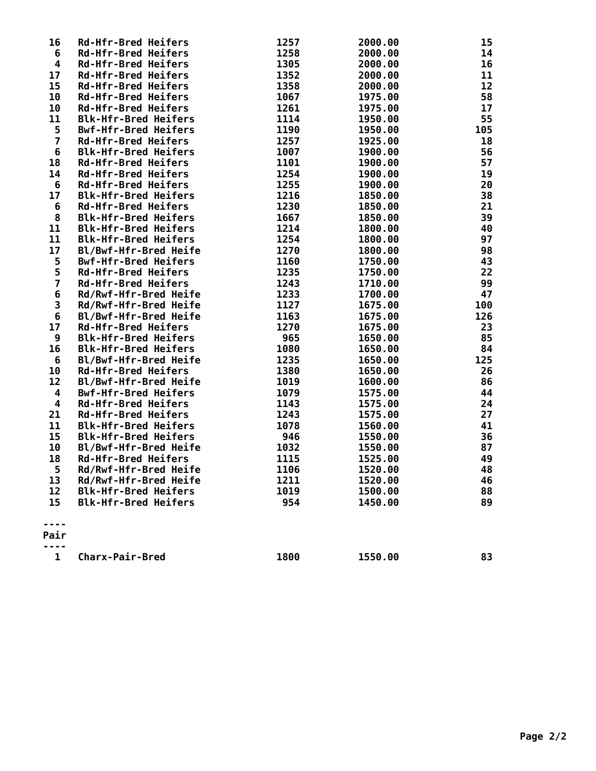| | | | | |
|---|---|---|---|---|
| 16 | Rd-Hfr-Bred Heifers | 1257 | 2000.00 | 15 |
| 6 | Rd-Hfr-Bred Heifers | 1258 | 2000.00 | 14 |
| 4 | Rd-Hfr-Bred Heifers | 1305 | 2000.00 | 16 |
| 17 | Rd-Hfr-Bred Heifers | 1352 | 2000.00 | 11 |
| 15 | Rd-Hfr-Bred Heifers | 1358 | 2000.00 | 12 |
| 10 | Rd-Hfr-Bred Heifers | 1067 | 1975.00 | 58 |
| 10 | Rd-Hfr-Bred Heifers | 1261 | 1975.00 | 17 |
| 11 | Blk-Hfr-Bred Heifers | 1114 | 1950.00 | 55 |
| 5 | Bwf-Hfr-Bred Heifers | 1190 | 1950.00 | 105 |
| 7 | Rd-Hfr-Bred Heifers | 1257 | 1925.00 | 18 |
| 6 | Blk-Hfr-Bred Heifers | 1007 | 1900.00 | 56 |
| 18 | Rd-Hfr-Bred Heifers | 1101 | 1900.00 | 57 |
| 14 | Rd-Hfr-Bred Heifers | 1254 | 1900.00 | 19 |
| 6 | Rd-Hfr-Bred Heifers | 1255 | 1900.00 | 20 |
| 17 | Blk-Hfr-Bred Heifers | 1216 | 1850.00 | 38 |
| 6 | Rd-Hfr-Bred Heifers | 1230 | 1850.00 | 21 |
| 8 | Blk-Hfr-Bred Heifers | 1667 | 1850.00 | 39 |
| 11 | Blk-Hfr-Bred Heifers | 1214 | 1800.00 | 40 |
| 11 | Blk-Hfr-Bred Heifers | 1254 | 1800.00 | 97 |
| 17 | Bl/Bwf-Hfr-Bred Heife | 1270 | 1800.00 | 98 |
| 5 | Bwf-Hfr-Bred Heifers | 1160 | 1750.00 | 43 |
| 5 | Rd-Hfr-Bred Heifers | 1235 | 1750.00 | 22 |
| 7 | Rd-Hfr-Bred Heifers | 1243 | 1710.00 | 99 |
| 6 | Rd/Rwf-Hfr-Bred Heife | 1233 | 1700.00 | 47 |
| 3 | Rd/Rwf-Hfr-Bred Heife | 1127 | 1675.00 | 100 |
| 6 | Bl/Bwf-Hfr-Bred Heife | 1163 | 1675.00 | 126 |
| 17 | Rd-Hfr-Bred Heifers | 1270 | 1675.00 | 23 |
| 9 | Blk-Hfr-Bred Heifers | 965 | 1650.00 | 85 |
| 16 | Blk-Hfr-Bred Heifers | 1080 | 1650.00 | 84 |
| 6 | Bl/Bwf-Hfr-Bred Heife | 1235 | 1650.00 | 125 |
| 10 | Rd-Hfr-Bred Heifers | 1380 | 1650.00 | 26 |
| 12 | Bl/Bwf-Hfr-Bred Heife | 1019 | 1600.00 | 86 |
| 4 | Bwf-Hfr-Bred Heifers | 1079 | 1575.00 | 44 |
| 4 | Rd-Hfr-Bred Heifers | 1143 | 1575.00 | 24 |
| 21 | Rd-Hfr-Bred Heifers | 1243 | 1575.00 | 27 |
| 11 | Blk-Hfr-Bred Heifers | 1078 | 1560.00 | 41 |
| 15 | Blk-Hfr-Bred Heifers | 946 | 1550.00 | 36 |
| 10 | Bl/Bwf-Hfr-Bred Heife | 1032 | 1550.00 | 87 |
| 18 | Rd-Hfr-Bred Heifers | 1115 | 1525.00 | 49 |
| 5 | Rd/Rwf-Hfr-Bred Heife | 1106 | 1520.00 | 48 |
| 13 | Rd/Rwf-Hfr-Bred Heife | 1211 | 1520.00 | 46 |
| 12 | Blk-Hfr-Bred Heifers | 1019 | 1500.00 | 88 |
| 15 | Blk-Hfr-Bred Heifers | 954 | 1450.00 | 89 |

**Pair**

| | | | | |
|---|---|---|---|---|
| 1 | Charx-Pair-Bred | 1800 | 1550.00 | 83 |